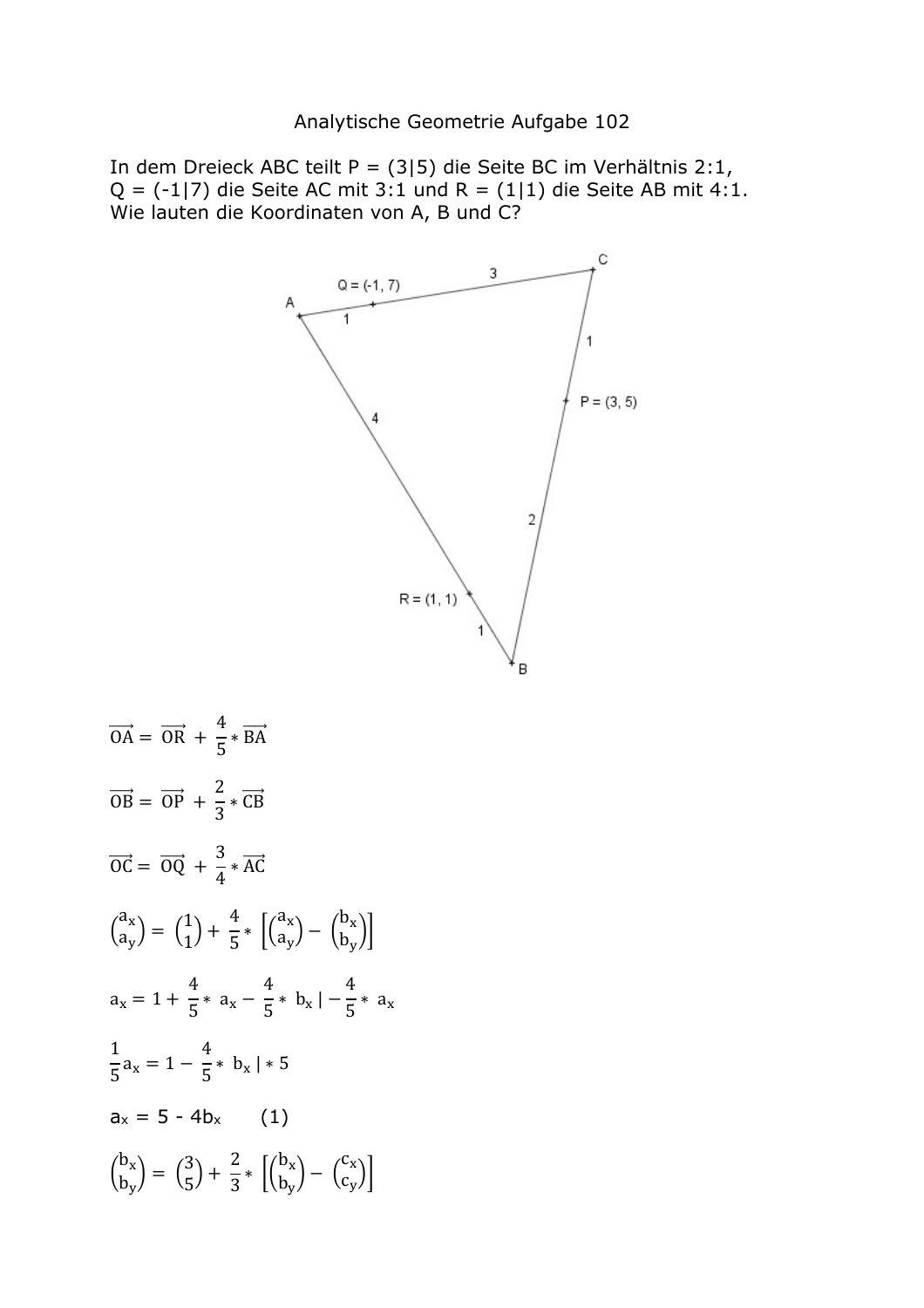Analytische Geometrie Aufgabe 102

In dem Dreieck ABC teilt P = (3|5) die Seite BC im Verhältnis 2:1, Q = (-1|7) die Seite AC mit 3:1 und R = (1|1) die Seite AB mit 4:1. Wie lauten die Koordinaten von A, B und C?

$$\overrightarrow{OA} = \overrightarrow{OR} + \frac{4}{5} * \overrightarrow{BA}$$

$$\overrightarrow{OB} = \overrightarrow{OP} + \frac{2}{3} * \overrightarrow{CB}$$

$$\overrightarrow{OC} = \overrightarrow{OQ} + \frac{3}{4} * \overrightarrow{AC}$$

$$\begin{pmatrix} a_x \\ a_y \end{pmatrix} = \begin{pmatrix} 1 \\ 1 \end{pmatrix} + \frac{4}{5} * \left[ \begin{pmatrix} a_x \\ a_y \end{pmatrix} - \begin{pmatrix} b_x \\ b_y \end{pmatrix} \right]$$

$$a_x = 1 + \frac{4}{5} * a_x - \frac{4}{5} * b_x \mid -\frac{4}{5} * a_x$$

$$\frac{1}{5} a_x = 1 - \frac{4}{5} * b_x \mid * 5$$

$a_x = 5 - 4b_x$ (1)

$$\begin{pmatrix} b_x \\ b_y \end{pmatrix} = \begin{pmatrix} 3 \\ 5 \end{pmatrix} + \frac{2}{3} * \left[ \begin{pmatrix} b_x \\ b_y \end{pmatrix} - \begin{pmatrix} c_x \\ c_y \end{pmatrix} \right]$$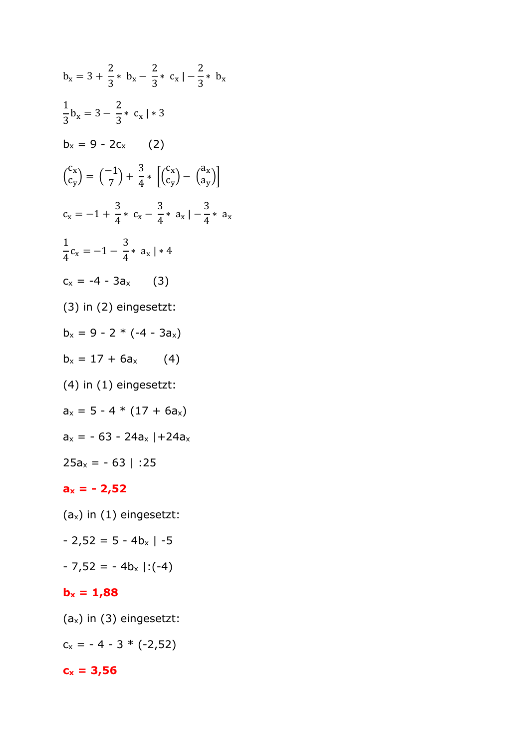$b_x = 3 + \frac{2}{3} * b_x - \frac{2}{3} * c_x \mid -\frac{2}{3} * b_x$

$\frac{1}{3} b_x = 3 - \frac{2}{3} * c_x \mid * 3$

$b_x = 9 - 2c_x$ (2)

$\begin{pmatrix} c_x \\ c_y \end{pmatrix} = \begin{pmatrix} -1 \\ 7 \end{pmatrix} + \frac{3}{4} * \left[ \begin{pmatrix} c_x \\ c_y \end{pmatrix} - \begin{pmatrix} a_x \\ a_y \end{pmatrix} \right]$

$c_x = -1 + \frac{3}{4} * c_x - \frac{3}{4} * a_x \mid -\frac{3}{4} * a_x$

$\frac{1}{4} c_x = -1 - \frac{3}{4} * a_x \mid * 4$

$c_x = -4 - 3a_x$ (3)

(3) in (2) eingesetzt:

$b_x = 9 - 2 * (-4 - 3a_x)$

$b_x = 17 + 6a_x$ (4)

(4) in (1) eingesetzt:

$a_x = 5 - 4 * (17 + 6a_x)$

$a_x = -63 - 24a_x \mid +24a_x$

$25a_x = -63 \mid :25$

**$a_x = -2{,}52$**

($a_x$) in (1) eingesetzt:

$-2{,}52 = 5 - 4b_x \mid -5$

$-7{,}52 = -4b_x \mid :(-4)$

**$b_x = 1{,}88$**

($a_x$) in (3) eingesetzt:

$c_x = -4 - 3 * (-2{,}52)$

**$c_x = 3{,}56$**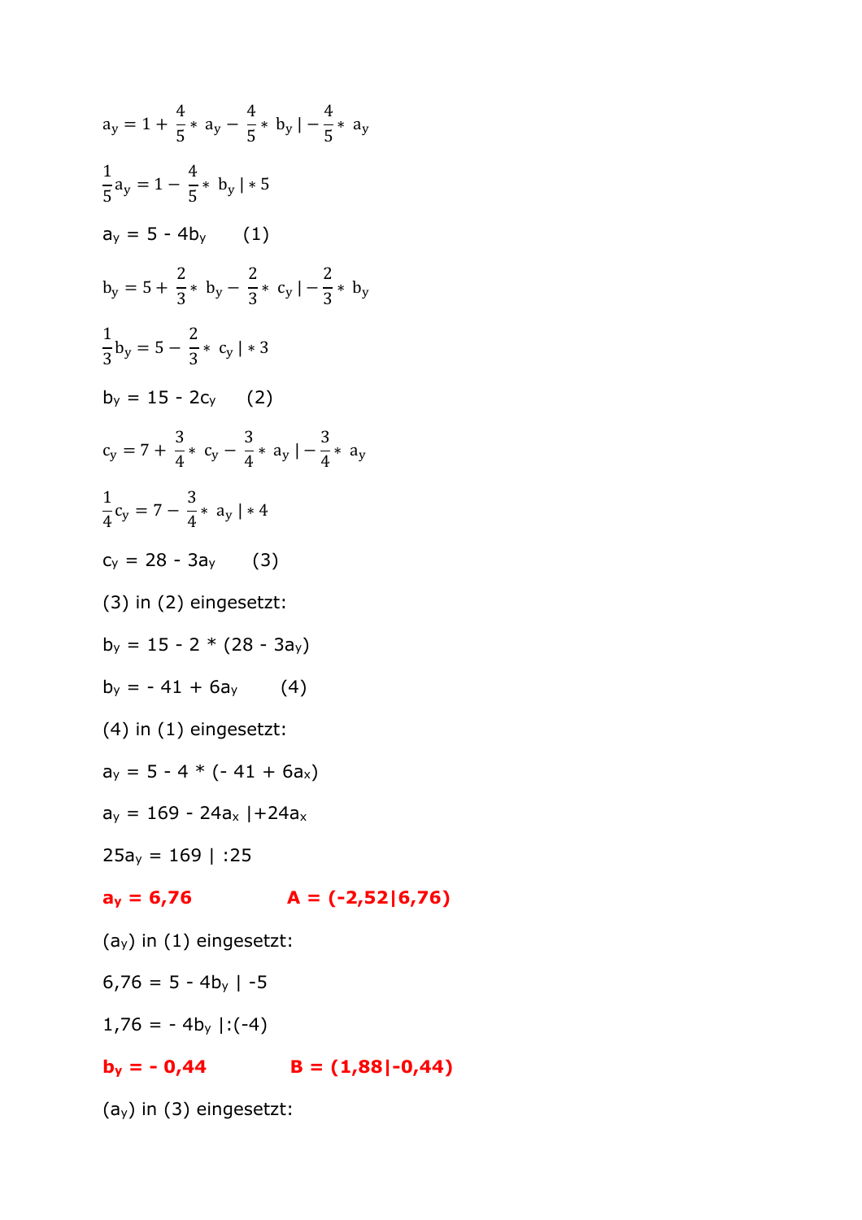$$a_y = 1 + \frac{4}{5} * a_y - \frac{4}{5} * b_y \mid -\frac{4}{5} * a_y$$

$$\frac{1}{5} a_y = 1 - \frac{4}{5} * b_y \mid * 5$$

$a_y = 5 - 4b_y$ (1)

$$b_y = 5 + \frac{2}{3} * b_y - \frac{2}{3} * c_y \mid -\frac{2}{3} * b_y$$

$$\frac{1}{3} b_y = 5 - \frac{2}{3} * c_y \mid * 3$$

$b_y = 15 - 2c_y$ (2)

$$c_y = 7 + \frac{3}{4} * c_y - \frac{3}{4} * a_y \mid -\frac{3}{4} * a_y$$

$$\frac{1}{4} c_y = 7 - \frac{3}{4} * a_y \mid * 4$$

$c_y = 28 - 3a_y$ (3)

(3) in (2) eingesetzt:

$b_y = 15 - 2 * (28 - 3a_y)$

$b_y = - 41 + 6a_y$ (4)

(4) in (1) eingesetzt:

$a_y = 5 - 4 * (- 41 + 6a_x)$

$a_y = 169 - 24a_x \mid +24a_x$

$25a_y = 169 \mid :25$

**$a_y = 6,76$** **A = (-2,52|6,76)**

($a_y$) in (1) eingesetzt:

$6,76 = 5 - 4b_y \mid -5$

$1,76 = - 4b_y \mid :(-4)$

**$b_y = - 0,44$** **B = (1,88|-0,44)**

($a_y$) in (3) eingesetzt: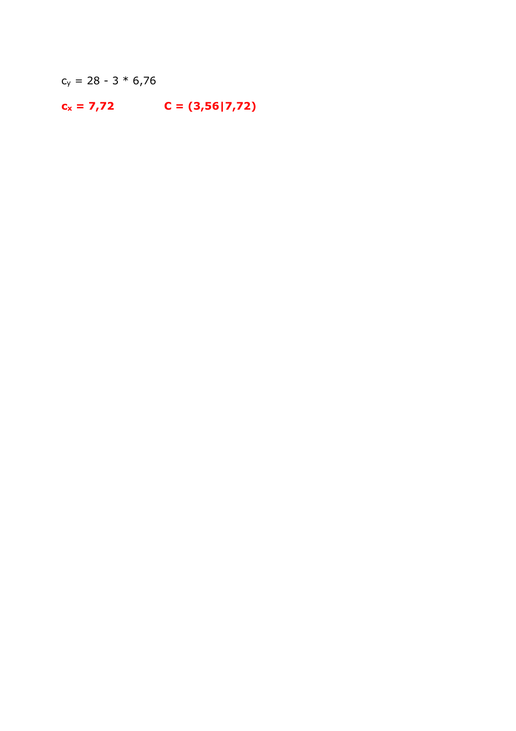$c_y = 28 - 3 * 6{,}76$

**$c_x = 7{,}72$** **$C = (3{,}56|7{,}72)$**